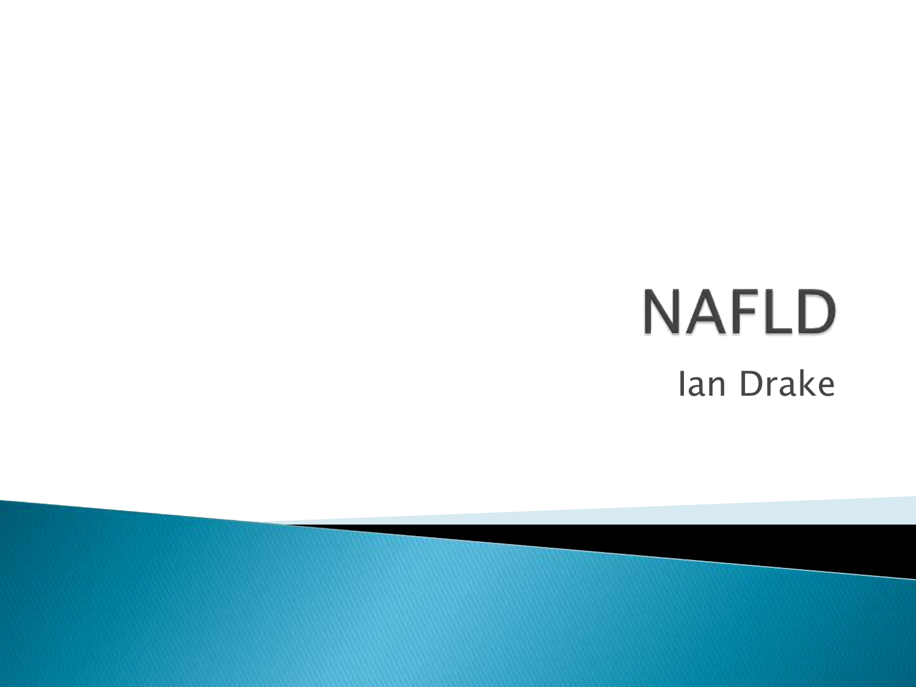# NAFLD

Ian Drake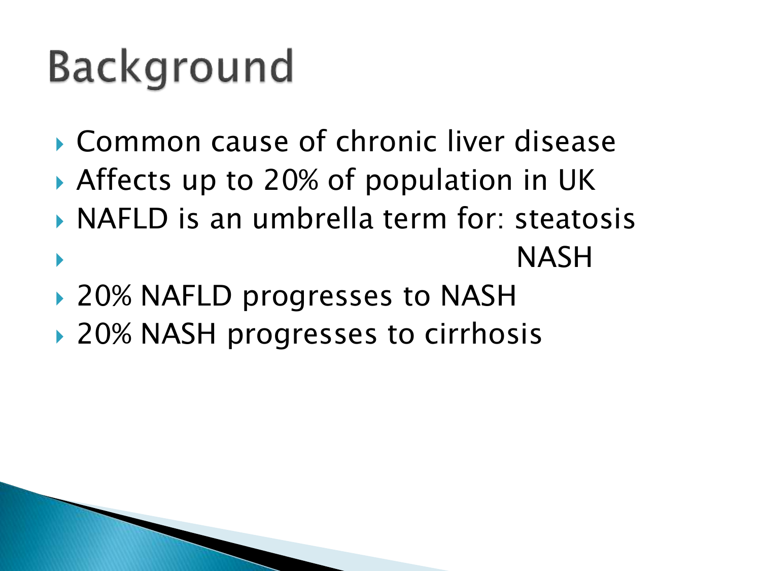# Background

- Common cause of chronic liver disease
- Affects up to 20% of population in UK
- NAFLD is an umbrella term for: steatosis
- NASH
- 20% NAFLD progresses to NASH
- 20% NASH progresses to cirrhosis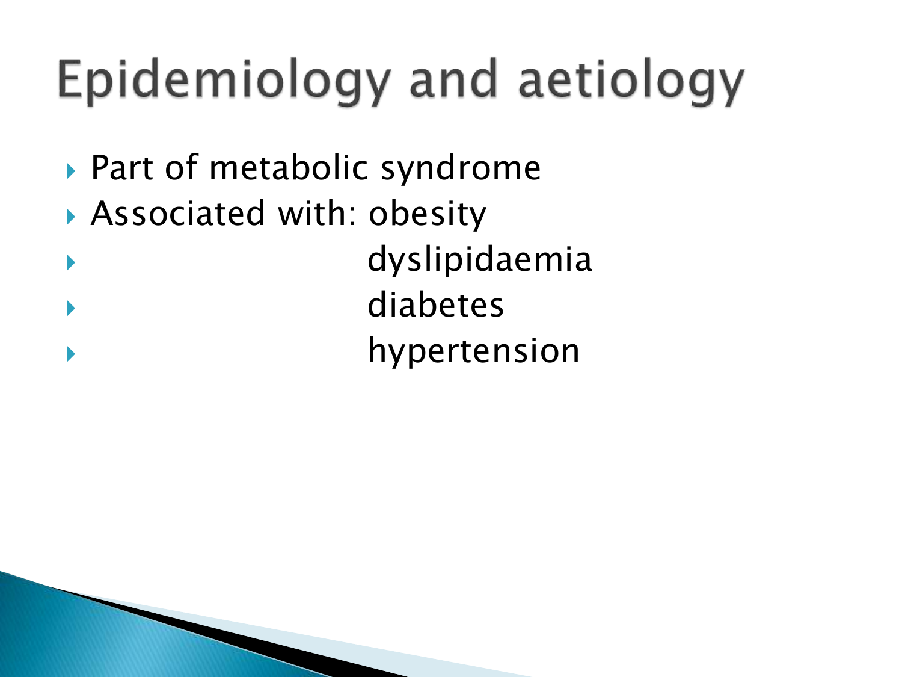# Epidemiology and aetiology

- Part of metabolic syndrome
- Associated with: obesity
- dyslipidaemia
- diabetes
- hypertension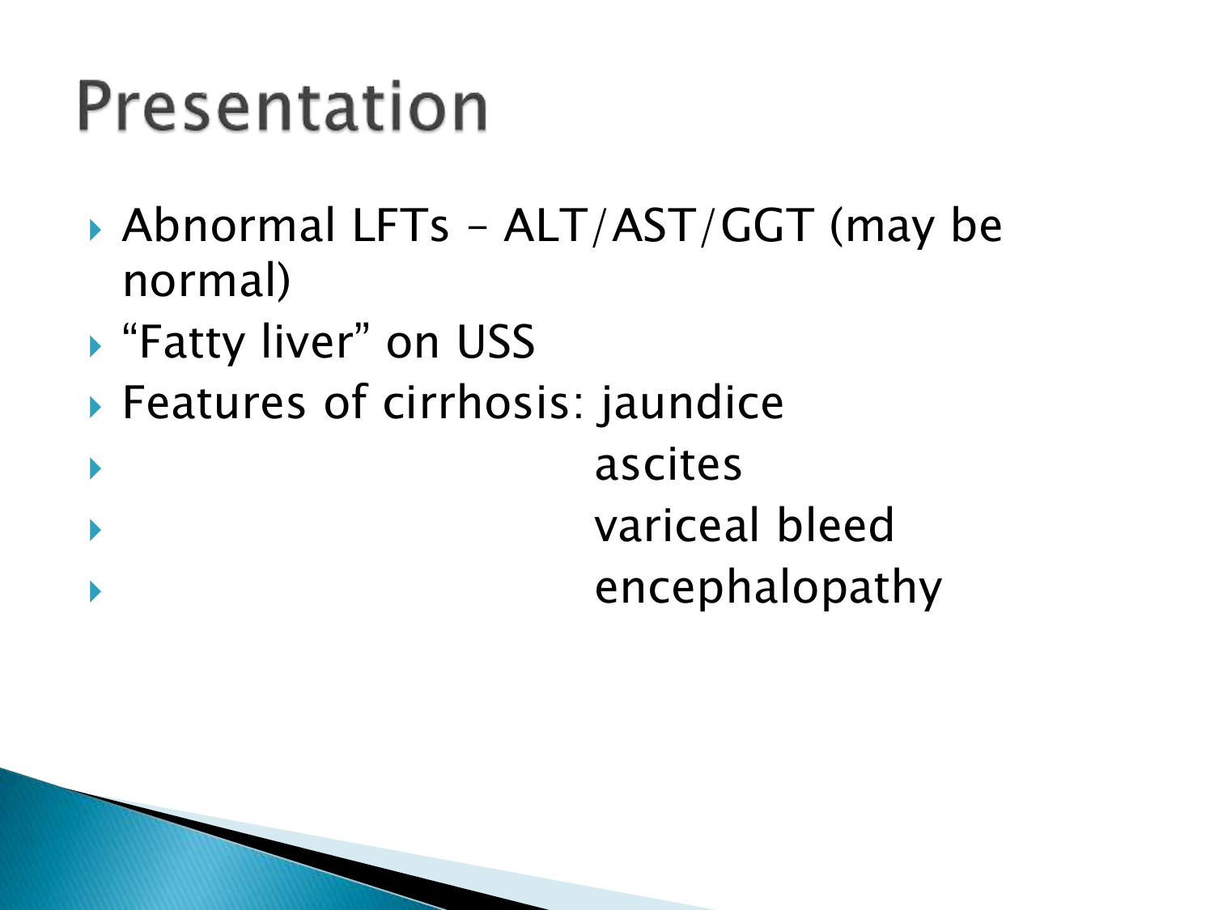# Presentation

- Abnormal LFTs – ALT/AST/GGT (may be normal)
- "Fatty liver" on USS
- Features of cirrhosis: jaundice
- ascites
- variceal bleed
- encephalopathy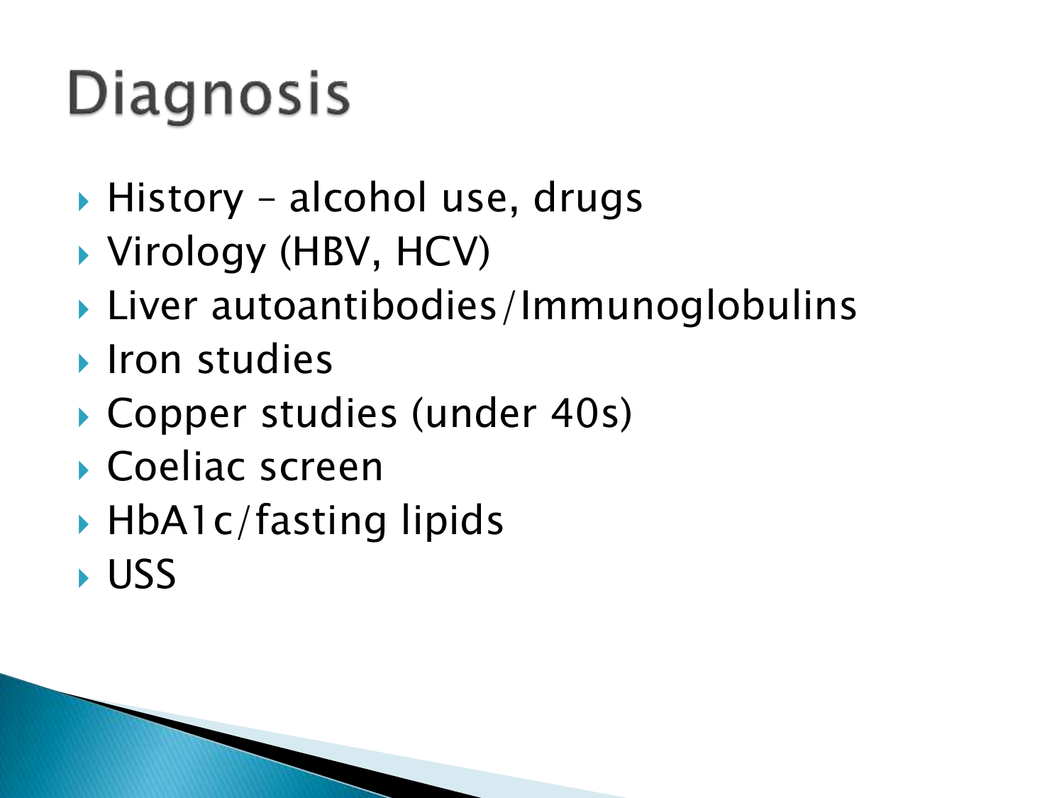# Diagnosis

- History – alcohol use, drugs
- Virology (HBV, HCV)
- Liver autoantibodies/Immunoglobulins
- Iron studies
- Copper studies (under 40s)
- Coeliac screen
- HbA1c/fasting lipids
- USS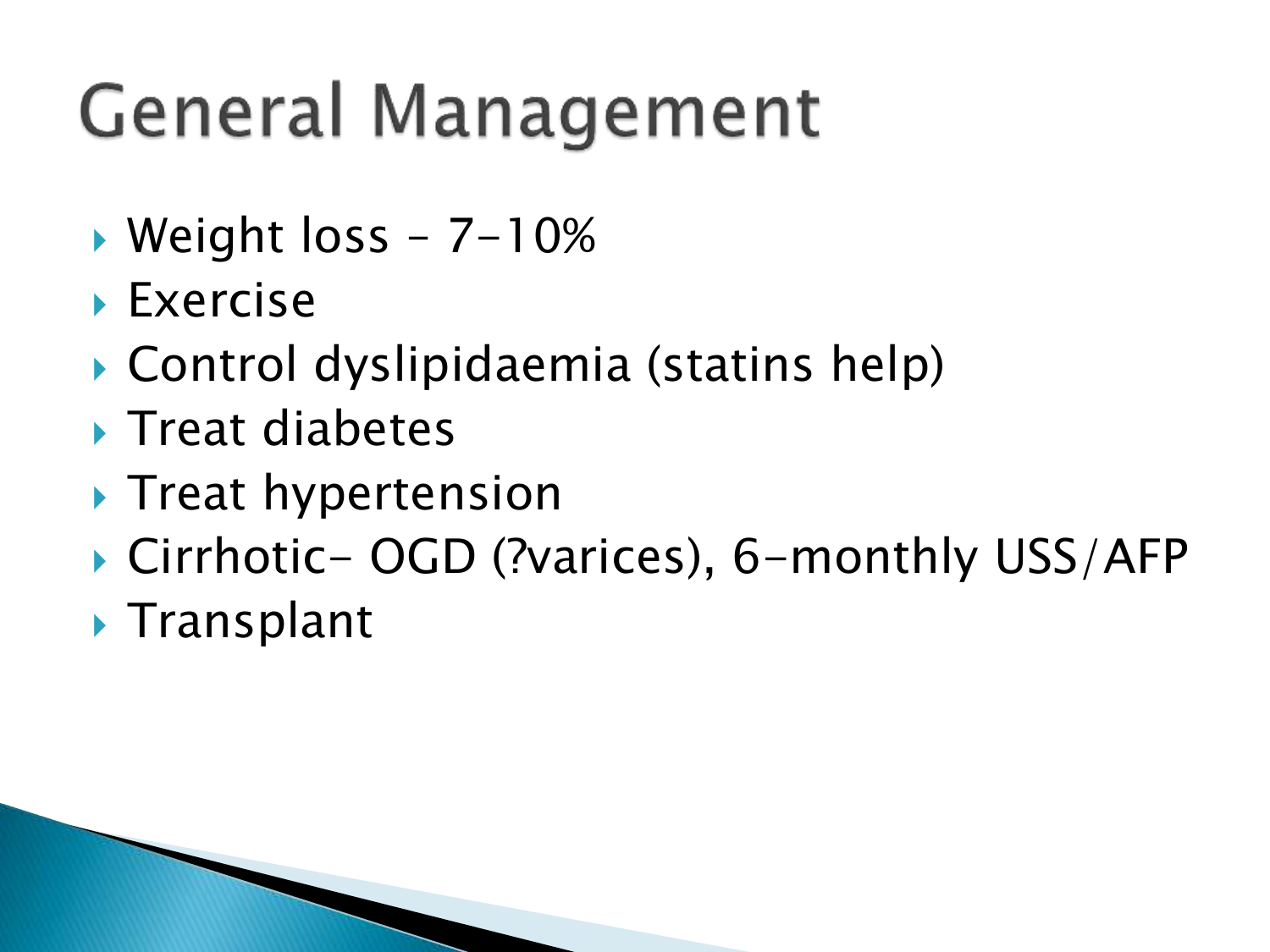# General Management

- Weight loss – 7-10%
- Exercise
- Control dyslipidaemia (statins help)
- Treat diabetes
- Treat hypertension
- Cirrhotic- OGD (?varices), 6-monthly USS/AFP
- Transplant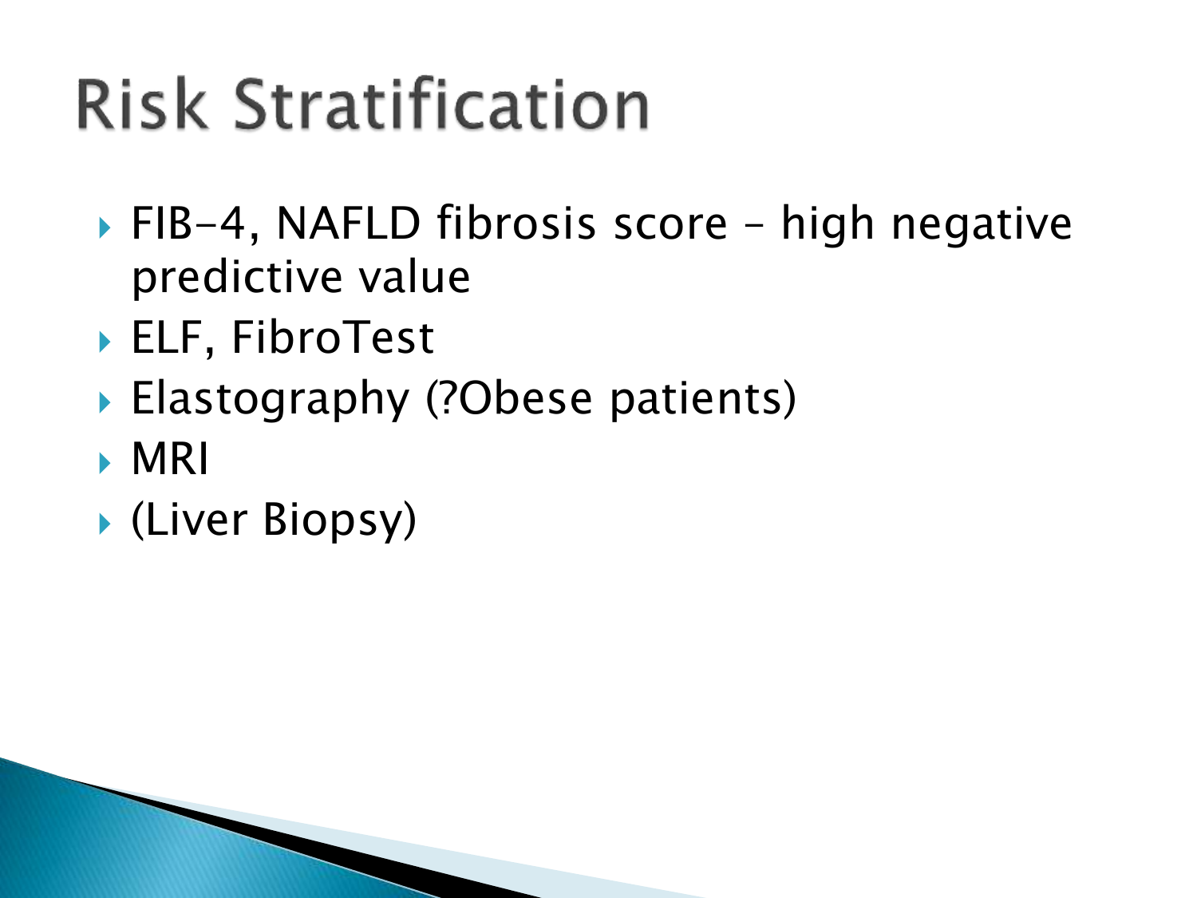# Risk Stratification

- FIB-4, NAFLD fibrosis score – high negative predictive value
- ELF, FibroTest
- Elastography (?Obese patients)
- MRI
- (Liver Biopsy)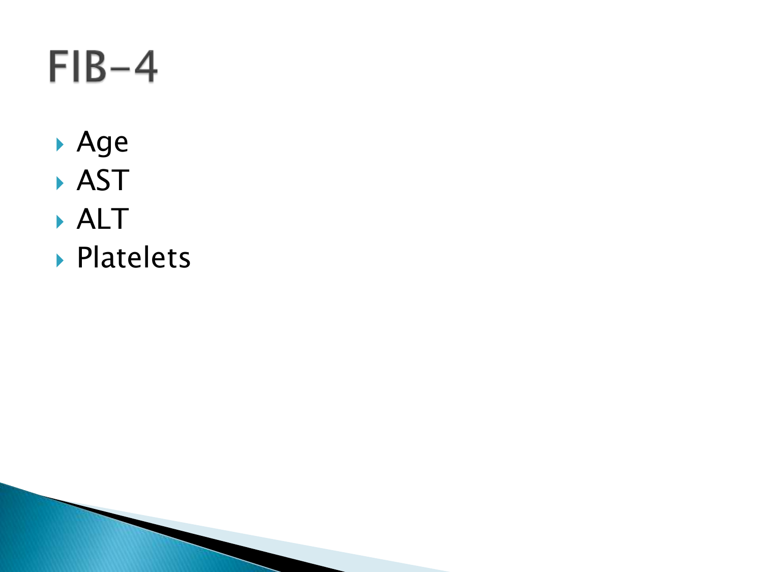# FIB-4

- Age
- AST
- ALT
- Platelets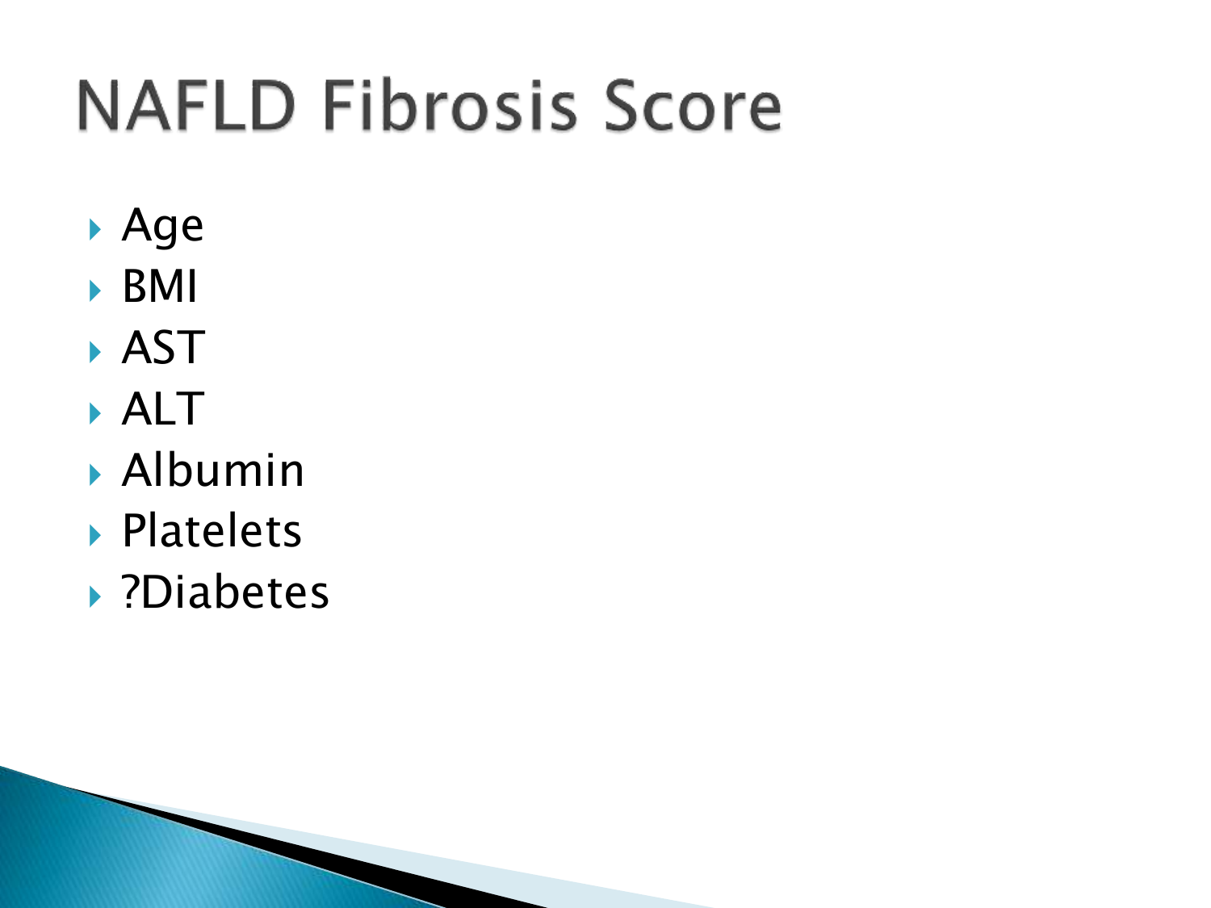# NAFLD Fibrosis Score

- Age
- BMI
- AST
- ALT
- Albumin
- Platelets
- ?Diabetes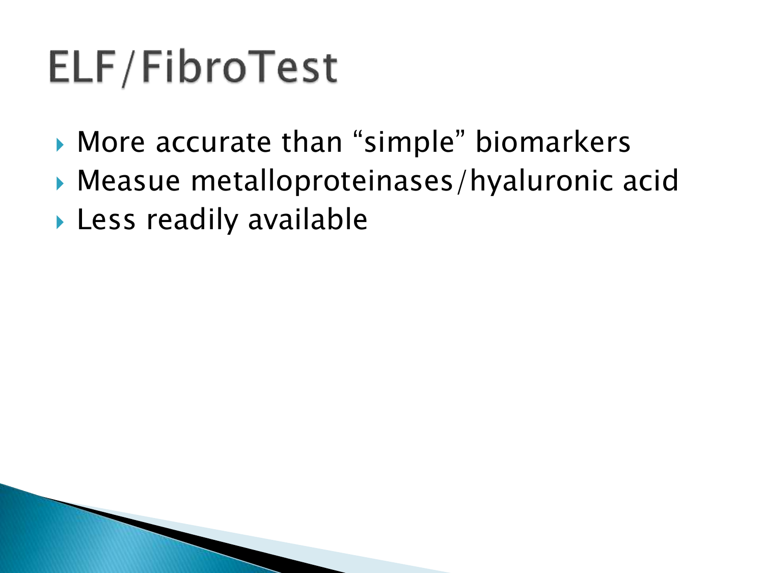# ELF/FibroTest

- More accurate than “simple” biomarkers
- Measue metalloproteinases/hyaluronic acid
- Less readily available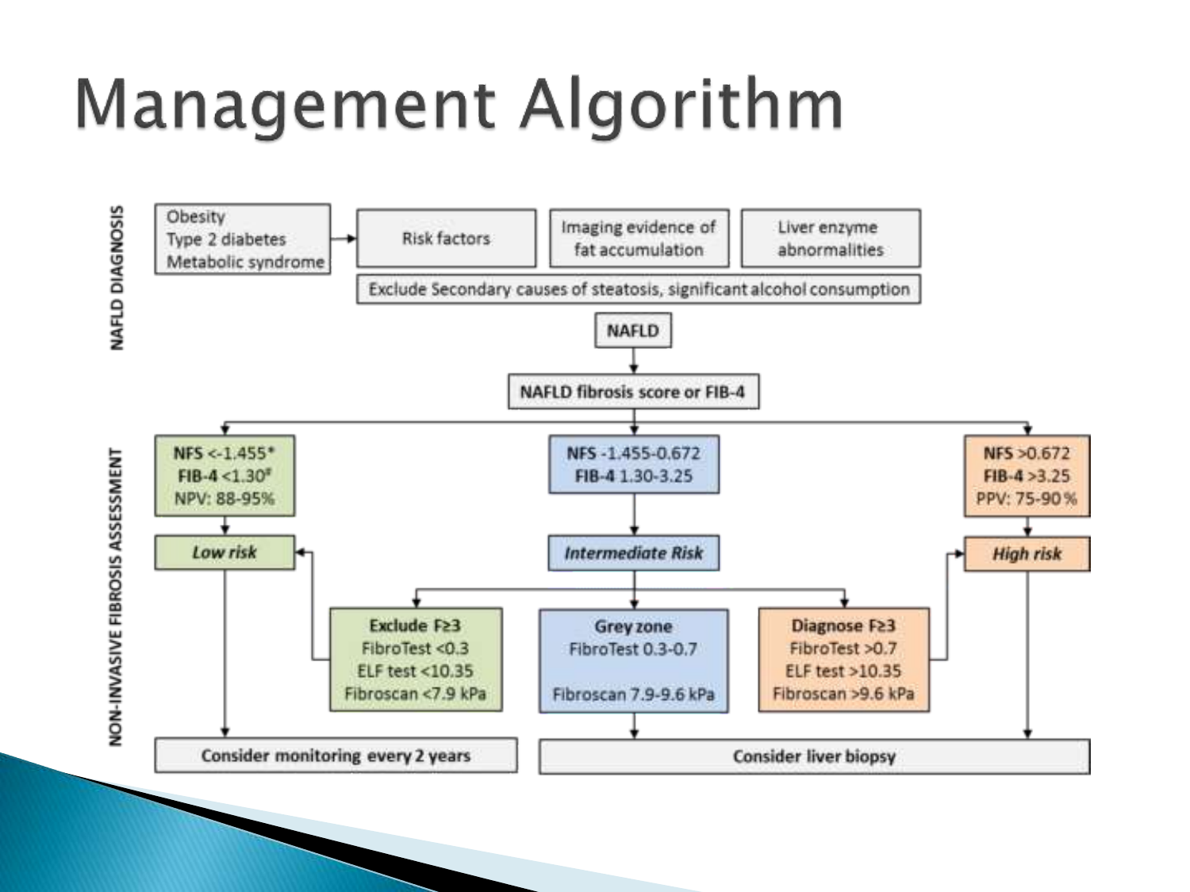# Management Algorithm

**NAFLD DIAGNOSIS**

- Obesity / Type 2 diabetes / Metabolic syndrome → Risk factors
- Imaging evidence of fat accumulation
- Liver enzyme abnormalities
- Exclude Secondary causes of steatosis, significant alcohol consumption

**NAFLD**

↓

**NAFLD fibrosis score or FIB-4**

**NON-INVASIVE FIBROSIS ASSESSMENT**

| | | |
|---|---|---|
| **NFS** <-1.455* **FIB-4** <1.30# NPV: 88-95% | **NFS** -1.455-0.672 **FIB-4** 1.30-3.25 | **NFS** >0.672 **FIB-4** >3.25 PPV: 75-90 % |
| ***Low risk*** | ***Intermediate Risk*** | ***High risk*** |

Intermediate Risk →

| **Exclude F≥3** | **Grey zone** | **Diagnose F≥3** |
|---|---|---|
| FibroTest <0.3 | FibroTest 0.3-0.7 | FibroTest >0.7 |
| ELF test <10.35 | | ELF test >10.35 |
| Fibroscan <7.9 kPa | Fibroscan 7.9-9.6 kPa | Fibroscan >9.6 kPa |

- Exclude F≥3 → Low risk
- Diagnose F≥3 → High risk
- Low risk → **Consider monitoring every 2 years**
- Grey zone / High risk → **Consider liver biopsy**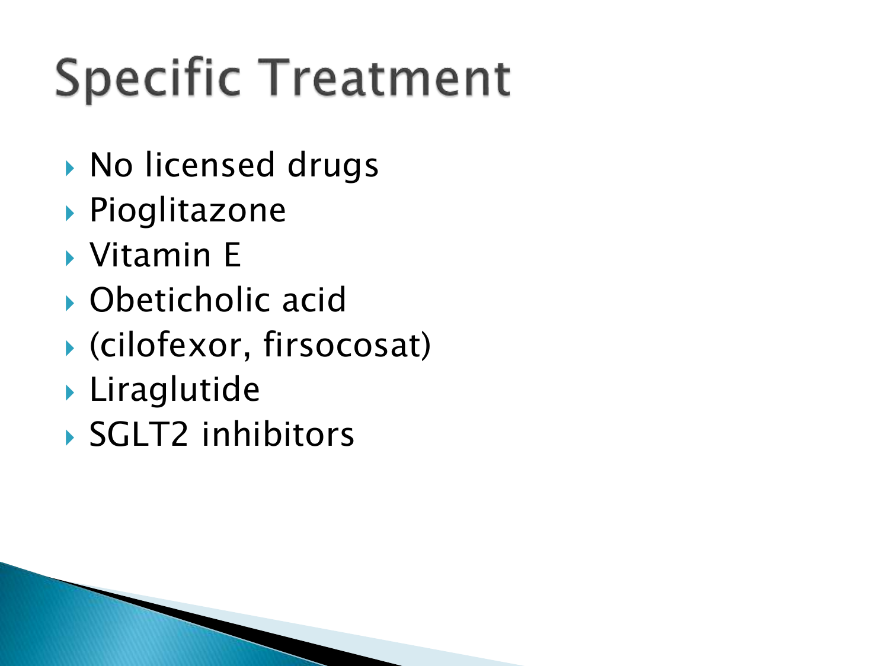# Specific Treatment

- No licensed drugs
- Pioglitazone
- Vitamin E
- Obeticholic acid
- (cilofexor, firsocosat)
- Liraglutide
- SGLT2 inhibitors